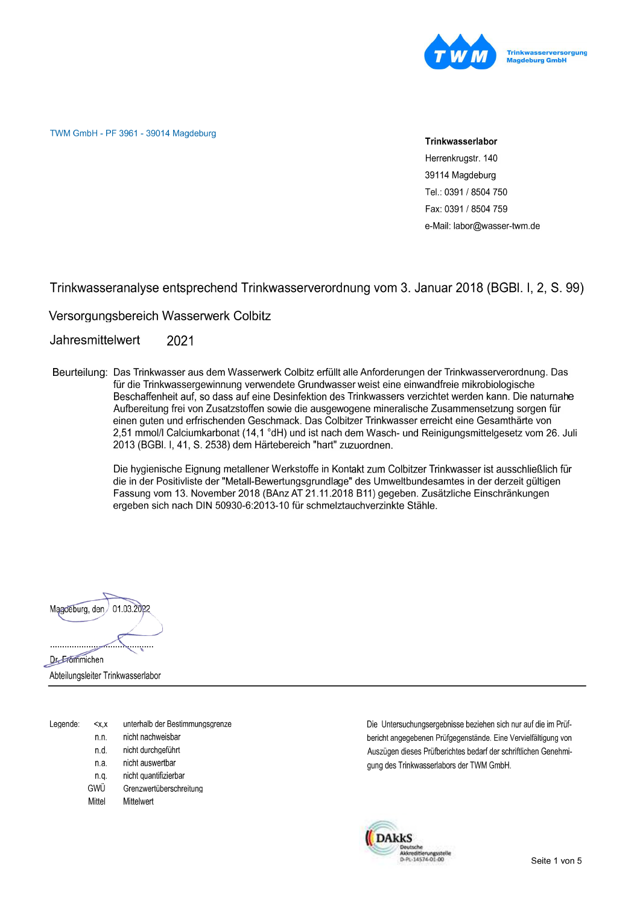Trinkwasserversorgung Magdeburg GmbH

TWM GmbH - PF 3961 - 39014 Magdeburg

**Trinkwasserlabor**
Herrenkrugstr. 140
39114 Magdeburg
Tel.: 0391 / 8504 750
Fax: 0391 / 8504 759
e-Mail: labor@wasser-twm.de

# Trinkwasseranalyse entsprechend Trinkwasserverordnung vom 3. Januar 2018 (BGBl. I, 2, S. 99)

## Versorgungsbereich Wasserwerk Colbitz

## Jahresmittelwert 2021

Beurteilung: Das Trinkwasser aus dem Wasserwerk Colbitz erfüllt alle Anforderungen der Trinkwasserverordnung. Das für die Trinkwassergewinnung verwendete Grundwasser weist eine einwandfreie mikrobiologische Beschaffenheit auf, so dass auf eine Desinfektion des Trinkwassers verzichtet werden kann. Die naturnahe Aufbereitung frei von Zusatzstoffen sowie die ausgewogene mineralische Zusammensetzung sorgen für einen guten und erfrischenden Geschmack. Das Colbitzer Trinkwasser erreicht eine Gesamthärte von 2,51 mmol/l Calciumkarbonat (14,1 °dH) und ist nach dem Wasch- und Reinigungsmittelgesetz vom 26. Juli 2013 (BGBl. I, 41, S. 2538) dem Härtebereich "hart" zuzuordnen.

Die hygienische Eignung metallener Werkstoffe in Kontakt zum Colbitzer Trinkwasser ist ausschließlich für die in der Positivliste der "Metall-Bewertungsgrundlage" des Umweltbundesamtes in der derzeit gültigen Fassung vom 13. November 2018 (BAnz AT 21.11.2018 B11) gegeben. Zusätzliche Einschränkungen ergeben sich nach DIN 50930-6:2013-10 für schmelztauchverzinkte Stähle.

Magdeburg, den 01.03.2022

.............................................

Dr. Frömmichen
Abteilungsleiter Trinkwasserlabor

Legende:

| | |
|---|---|
| <x,x | unterhalb der Bestimmungsgrenze |
| n.n. | nicht nachweisbar |
| n.d. | nicht durchgeführt |
| n.a. | nicht auswertbar |
| n.q. | nicht quantifizierbar |
| GWÜ | Grenzwertüberschreitung |
| Mittel | Mittelwert |

Die Untersuchungsergebnisse beziehen sich nur auf die im Prüfbericht angegebenen Prüfgegenstände. Eine Vervielfältigung von Auszügen dieses Prüfberichtes bedarf der schriftlichen Genehmigung des Trinkwasserlabors der TWM GmbH.

DAkkS Deutsche Akkreditierungsstelle D-PL-14574-01-00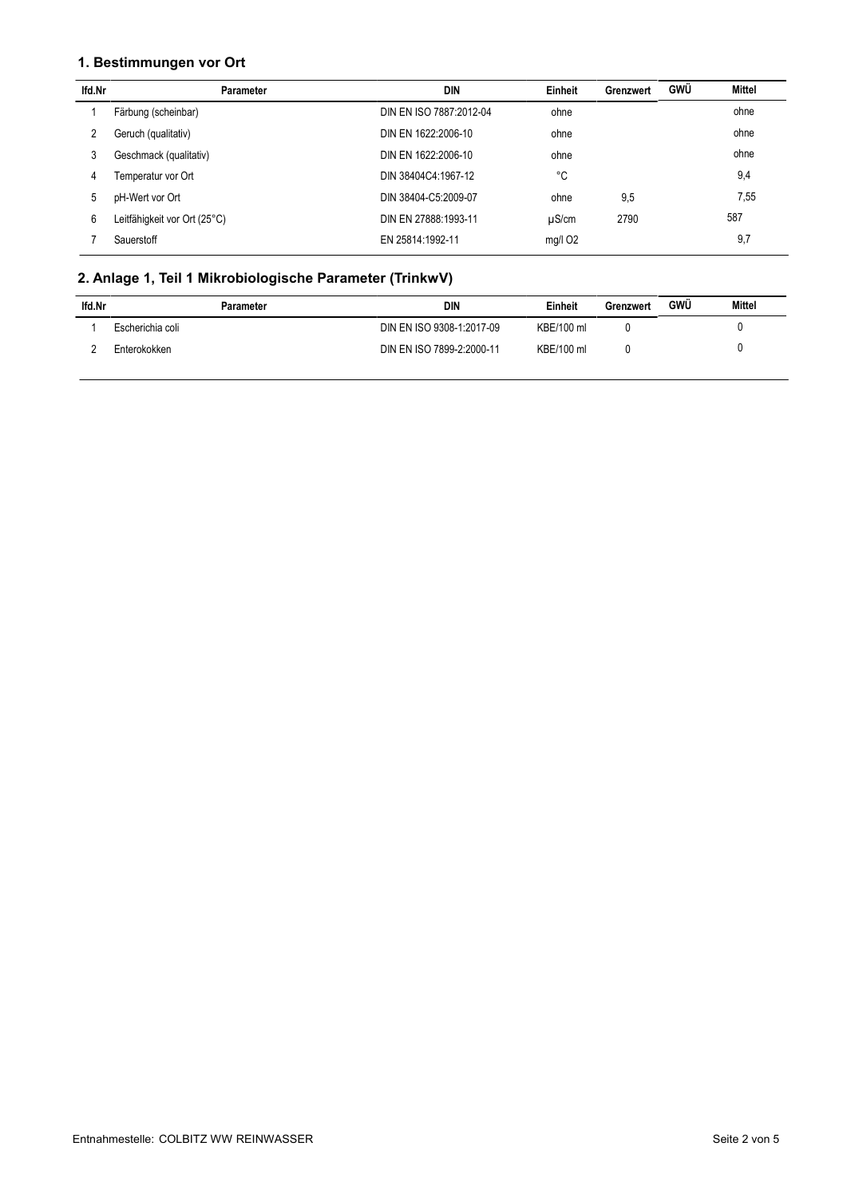## 1. Bestimmungen vor Ort

| lfd.Nr | Parameter | DIN | Einheit | Grenzwert | GWÜ | Mittel |
|---|---|---|---|---|---|---|
| 1 | Färbung (scheinbar) | DIN EN ISO 7887:2012-04 | ohne | | | ohne |
| 2 | Geruch (qualitativ) | DIN EN 1622:2006-10 | ohne | | | ohne |
| 3 | Geschmack (qualitativ) | DIN EN 1622:2006-10 | ohne | | | ohne |
| 4 | Temperatur vor Ort | DIN 38404C4:1967-12 | °C | | | 9,4 |
| 5 | pH-Wert vor Ort | DIN 38404-C5:2009-07 | ohne | 9,5 | | 7,55 |
| 6 | Leitfähigkeit vor Ort (25°C) | DIN EN 27888:1993-11 | µS/cm | 2790 | | 587 |
| 7 | Sauerstoff | EN 25814:1992-11 | mg/l $O_2$ | | | 9,7 |

## 2. Anlage 1, Teil 1 Mikrobiologische Parameter (TrinkwV)

| lfd.Nr | Parameter | DIN | Einheit | Grenzwert | GWÜ | Mittel |
|---|---|---|---|---|---|---|
| 1 | Escherichia coli | DIN EN ISO 9308-1:2017-09 | KBE/100 ml | 0 | | 0 |
| 2 | Enterokokken | DIN EN ISO 7899-2:2000-11 | KBE/100 ml | 0 | | 0 |

Entnahmestelle: COLBITZ WW REINWASSER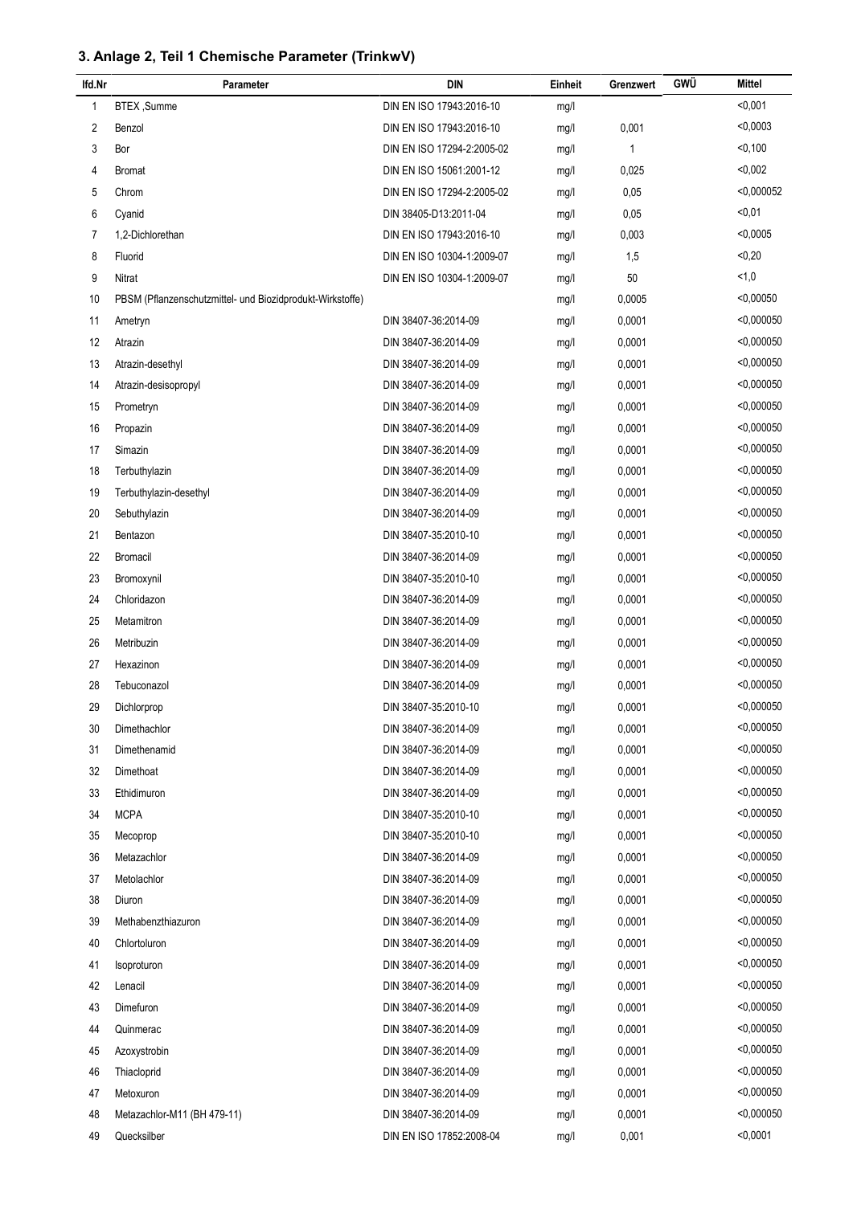### 3. Anlage 2, Teil 1 Chemische Parameter (TrinkwV)

| lfd.Nr | Parameter | DIN | Einheit | Grenzwert | GWÜ | Mittel |
|---|---|---|---|---|---|---|
| 1 | BTEX ,Summe | DIN EN ISO 17943:2016-10 | mg/l | | | <0,001 |
| 2 | Benzol | DIN EN ISO 17943:2016-10 | mg/l | 0,001 | | <0,0003 |
| 3 | Bor | DIN EN ISO 17294-2:2005-02 | mg/l | 1 | | <0,100 |
| 4 | Bromat | DIN EN ISO 15061:2001-12 | mg/l | 0,025 | | <0,002 |
| 5 | Chrom | DIN EN ISO 17294-2:2005-02 | mg/l | 0,05 | | <0,000052 |
| 6 | Cyanid | DIN 38405-D13:2011-04 | mg/l | 0,05 | | <0,01 |
| 7 | 1,2-Dichlorethan | DIN EN ISO 17943:2016-10 | mg/l | 0,003 | | <0,0005 |
| 8 | Fluorid | DIN EN ISO 10304-1:2009-07 | mg/l | 1,5 | | <0,20 |
| 9 | Nitrat | DIN EN ISO 10304-1:2009-07 | mg/l | 50 | | <1,0 |
| 10 | PBSM (Pflanzenschutzmittel- und Biozidprodukt-Wirkstoffe) | | mg/l | 0,0005 | | <0,00050 |
| 11 | Ametryn | DIN 38407-36:2014-09 | mg/l | 0,0001 | | <0,000050 |
| 12 | Atrazin | DIN 38407-36:2014-09 | mg/l | 0,0001 | | <0,000050 |
| 13 | Atrazin-desethyl | DIN 38407-36:2014-09 | mg/l | 0,0001 | | <0,000050 |
| 14 | Atrazin-desisopropyl | DIN 38407-36:2014-09 | mg/l | 0,0001 | | <0,000050 |
| 15 | Prometryn | DIN 38407-36:2014-09 | mg/l | 0,0001 | | <0,000050 |
| 16 | Propazin | DIN 38407-36:2014-09 | mg/l | 0,0001 | | <0,000050 |
| 17 | Simazin | DIN 38407-36:2014-09 | mg/l | 0,0001 | | <0,000050 |
| 18 | Terbuthylazin | DIN 38407-36:2014-09 | mg/l | 0,0001 | | <0,000050 |
| 19 | Terbuthylazin-desethyl | DIN 38407-36:2014-09 | mg/l | 0,0001 | | <0,000050 |
| 20 | Sebuthylazin | DIN 38407-36:2014-09 | mg/l | 0,0001 | | <0,000050 |
| 21 | Bentazon | DIN 38407-35:2010-10 | mg/l | 0,0001 | | <0,000050 |
| 22 | Bromacil | DIN 38407-36:2014-09 | mg/l | 0,0001 | | <0,000050 |
| 23 | Bromoxynil | DIN 38407-35:2010-10 | mg/l | 0,0001 | | <0,000050 |
| 24 | Chloridazon | DIN 38407-36:2014-09 | mg/l | 0,0001 | | <0,000050 |
| 25 | Metamitron | DIN 38407-36:2014-09 | mg/l | 0,0001 | | <0,000050 |
| 26 | Metribuzin | DIN 38407-36:2014-09 | mg/l | 0,0001 | | <0,000050 |
| 27 | Hexazinon | DIN 38407-36:2014-09 | mg/l | 0,0001 | | <0,000050 |
| 28 | Tebuconazol | DIN 38407-36:2014-09 | mg/l | 0,0001 | | <0,000050 |
| 29 | Dichlorprop | DIN 38407-35:2010-10 | mg/l | 0,0001 | | <0,000050 |
| 30 | Dimethachlor | DIN 38407-36:2014-09 | mg/l | 0,0001 | | <0,000050 |
| 31 | Dimethenamid | DIN 38407-36:2014-09 | mg/l | 0,0001 | | <0,000050 |
| 32 | Dimethoat | DIN 38407-36:2014-09 | mg/l | 0,0001 | | <0,000050 |
| 33 | Ethidimuron | DIN 38407-36:2014-09 | mg/l | 0,0001 | | <0,000050 |
| 34 | MCPA | DIN 38407-35:2010-10 | mg/l | 0,0001 | | <0,000050 |
| 35 | Mecoprop | DIN 38407-35:2010-10 | mg/l | 0,0001 | | <0,000050 |
| 36 | Metazachlor | DIN 38407-36:2014-09 | mg/l | 0,0001 | | <0,000050 |
| 37 | Metolachlor | DIN 38407-36:2014-09 | mg/l | 0,0001 | | <0,000050 |
| 38 | Diuron | DIN 38407-36:2014-09 | mg/l | 0,0001 | | <0,000050 |
| 39 | Methabenzthiazuron | DIN 38407-36:2014-09 | mg/l | 0,0001 | | <0,000050 |
| 40 | Chlortoluron | DIN 38407-36:2014-09 | mg/l | 0,0001 | | <0,000050 |
| 41 | Isoproturon | DIN 38407-36:2014-09 | mg/l | 0,0001 | | <0,000050 |
| 42 | Lenacil | DIN 38407-36:2014-09 | mg/l | 0,0001 | | <0,000050 |
| 43 | Dimefuron | DIN 38407-36:2014-09 | mg/l | 0,0001 | | <0,000050 |
| 44 | Quinmerac | DIN 38407-36:2014-09 | mg/l | 0,0001 | | <0,000050 |
| 45 | Azoxystrobin | DIN 38407-36:2014-09 | mg/l | 0,0001 | | <0,000050 |
| 46 | Thiacloprid | DIN 38407-36:2014-09 | mg/l | 0,0001 | | <0,000050 |
| 47 | Metoxuron | DIN 38407-36:2014-09 | mg/l | 0,0001 | | <0,000050 |
| 48 | Metazachlor-M11 (BH 479-11) | DIN 38407-36:2014-09 | mg/l | 0,0001 | | <0,000050 |
| 49 | Quecksilber | DIN EN ISO 17852:2008-04 | mg/l | 0,001 | | <0,0001 |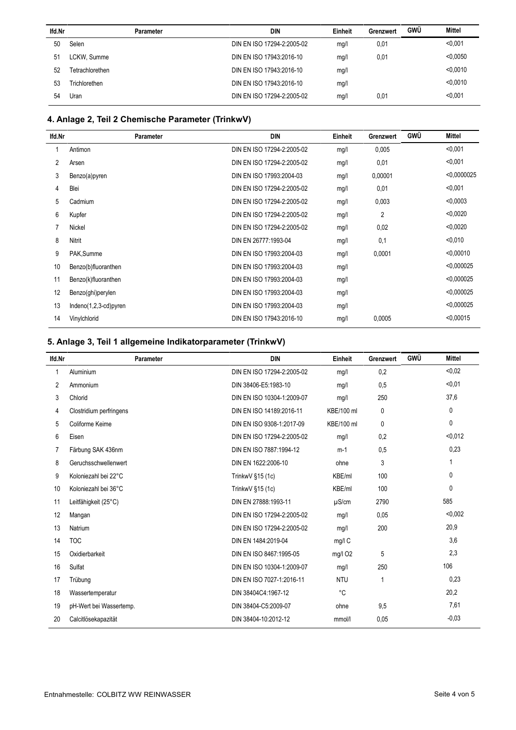| lfd.Nr | Parameter | DIN | Einheit | Grenzwert | GWÜ | Mittel |
|---|---|---|---|---|---|---|
| 50 | Selen | DIN EN ISO 17294-2:2005-02 | mg/l | 0,01 | | <0,001 |
| 51 | LCKW, Summe | DIN EN ISO 17943:2016-10 | mg/l | 0,01 | | <0,0050 |
| 52 | Tetrachlorethen | DIN EN ISO 17943:2016-10 | mg/l | | | <0,0010 |
| 53 | Trichlorethen | DIN EN ISO 17943:2016-10 | mg/l | | | <0,0010 |
| 54 | Uran | DIN EN ISO 17294-2:2005-02 | mg/l | 0,01 | | <0,001 |

## 4. Anlage 2, Teil 2 Chemische Parameter (TrinkwV)

| lfd.Nr | Parameter | DIN | Einheit | Grenzwert | GWÜ | Mittel |
|---|---|---|---|---|---|---|
| 1 | Antimon | DIN EN ISO 17294-2:2005-02 | mg/l | 0,005 | | <0,001 |
| 2 | Arsen | DIN EN ISO 17294-2:2005-02 | mg/l | 0,01 | | <0,001 |
| 3 | Benzo(a)pyren | DIN EN ISO 17993:2004-03 | mg/l | 0,00001 | | <0,0000025 |
| 4 | Blei | DIN EN ISO 17294-2:2005-02 | mg/l | 0,01 | | <0,001 |
| 5 | Cadmium | DIN EN ISO 17294-2:2005-02 | mg/l | 0,003 | | <0,0003 |
| 6 | Kupfer | DIN EN ISO 17294-2:2005-02 | mg/l | 2 | | <0,0020 |
| 7 | Nickel | DIN EN ISO 17294-2:2005-02 | mg/l | 0,02 | | <0,0020 |
| 8 | Nitrit | DIN EN 26777:1993-04 | mg/l | 0,1 | | <0,010 |
| 9 | PAK,Summe | DIN EN ISO 17993:2004-03 | mg/l | 0,0001 | | <0,00010 |
| 10 | Benzo(b)fluoranthen | DIN EN ISO 17993:2004-03 | mg/l | | | <0,000025 |
| 11 | Benzo(k)fluoranthen | DIN EN ISO 17993:2004-03 | mg/l | | | <0,000025 |
| 12 | Benzo(ghi)perylen | DIN EN ISO 17993:2004-03 | mg/l | | | <0,000025 |
| 13 | Indeno(1,2,3-cd)pyren | DIN EN ISO 17993:2004-03 | mg/l | | | <0,000025 |
| 14 | Vinylchlorid | DIN EN ISO 17943:2016-10 | mg/l | 0,0005 | | <0,00015 |

## 5. Anlage 3, Teil 1 allgemeine Indikatorparameter (TrinkwV)

| lfd.Nr | Parameter | DIN | Einheit | Grenzwert | GWÜ | Mittel |
|---|---|---|---|---|---|---|
| 1 | Aluminium | DIN EN ISO 17294-2:2005-02 | mg/l | 0,2 | | <0,02 |
| 2 | Ammonium | DIN 38406-E5:1983-10 | mg/l | 0,5 | | <0,01 |
| 3 | Chlorid | DIN EN ISO 10304-1:2009-07 | mg/l | 250 | | 37,6 |
| 4 | Clostridium perfringens | DIN EN ISO 14189:2016-11 | KBE/100 ml | 0 | | 0 |
| 5 | Coliforme Keime | DIN EN ISO 9308-1:2017-09 | KBE/100 ml | 0 | | 0 |
| 6 | Eisen | DIN EN ISO 17294-2:2005-02 | mg/l | 0,2 | | <0,012 |
| 7 | Färbung SAK 436nm | DIN EN ISO 7887:1994-12 | m-1 | 0,5 | | 0,23 |
| 8 | Geruchsschwellenwert | DIN EN 1622:2006-10 | ohne | 3 | | 1 |
| 9 | Koloniezahl bei 22°C | TrinkwV §15 (1c) | KBE/ml | 100 | | 0 |
| 10 | Koloniezahl bei 36°C | TrinkwV §15 (1c) | KBE/ml | 100 | | 0 |
| 11 | Leitfähigkeit (25°C) | DIN EN 27888:1993-11 | µS/cm | 2790 | | 585 |
| 12 | Mangan | DIN EN ISO 17294-2:2005-02 | mg/l | 0,05 | | <0,002 |
| 13 | Natrium | DIN EN ISO 17294-2:2005-02 | mg/l | 200 | | 20,9 |
| 14 | TOC | DIN EN 1484:2019-04 | mg/l C | | | 3,6 |
| 15 | Oxidierbarkeit | DIN EN ISO 8467:1995-05 | mg/l O2 | 5 | | 2,3 |
| 16 | Sulfat | DIN EN ISO 10304-1:2009-07 | mg/l | 250 | | 106 |
| 17 | Trübung | DIN EN ISO 7027-1:2016-11 | NTU | 1 | | 0,23 |
| 18 | Wassertemperatur | DIN 38404C4:1967-12 | °C | | | 20,2 |
| 19 | pH-Wert bei Wassertemp. | DIN 38404-C5:2009-07 | ohne | 9,5 | | 7,61 |
| 20 | Calcitlösekapazität | DIN 38404-10:2012-12 | mmol/l | 0,05 | | -0,03 |

Entnahmestelle: COLBITZ WW REINWASSER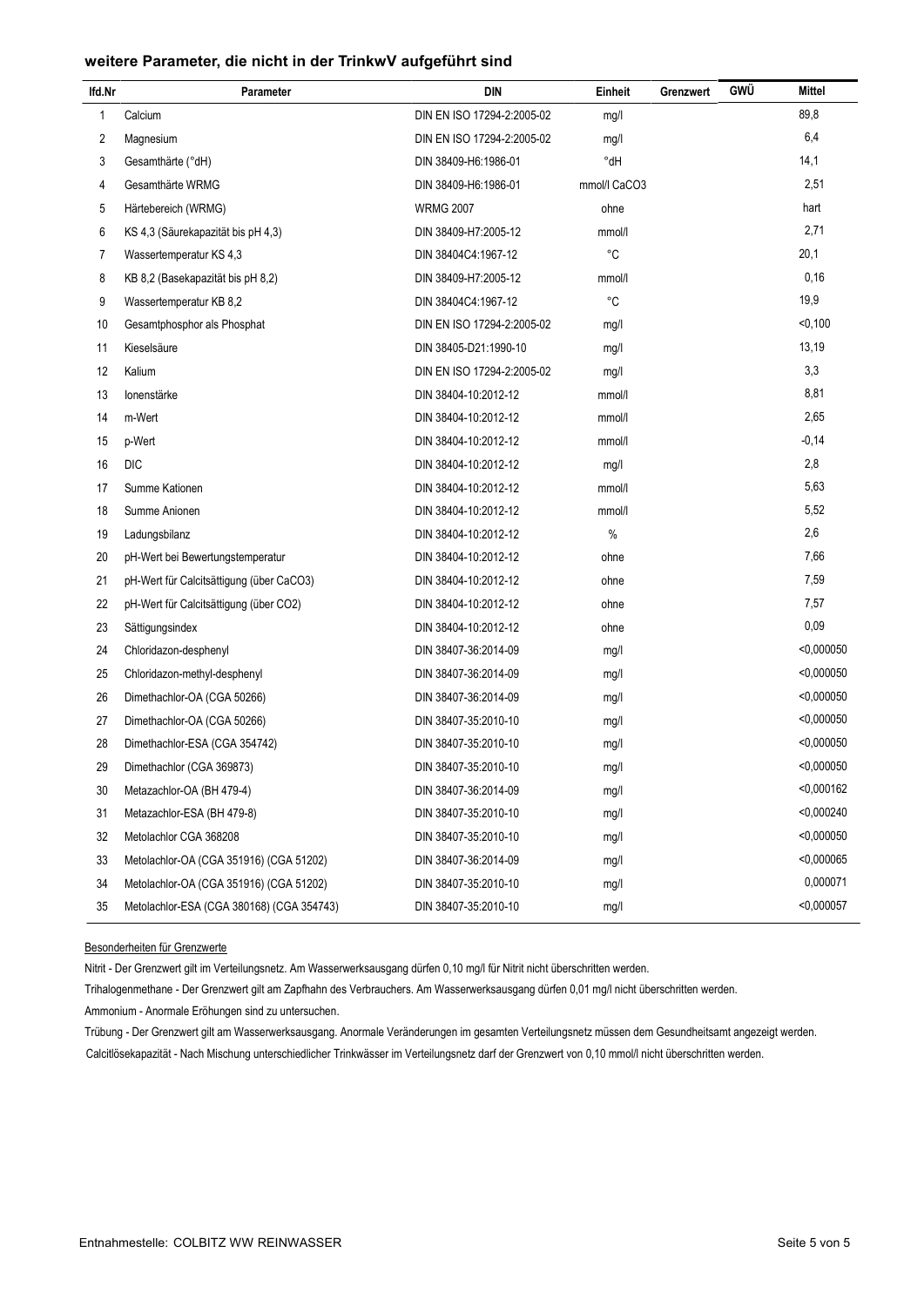## weitere Parameter, die nicht in der TrinkwV aufgeführt sind

| lfd.Nr | Parameter | DIN | Einheit | Grenzwert | GWÜ | Mittel |
|---|---|---|---|---|---|---|
| 1 | Calcium | DIN EN ISO 17294-2:2005-02 | mg/l | | | 89,8 |
| 2 | Magnesium | DIN EN ISO 17294-2:2005-02 | mg/l | | | 6,4 |
| 3 | Gesamthärte (°dH) | DIN 38409-H6:1986-01 | °dH | | | 14,1 |
| 4 | Gesamthärte WRMG | DIN 38409-H6:1986-01 | mmol/l CaCO3 | | | 2,51 |
| 5 | Härtebereich (WRMG) | WRMG 2007 | ohne | | | hart |
| 6 | KS 4,3 (Säurekapazität bis pH 4,3) | DIN 38409-H7:2005-12 | mmol/l | | | 2,71 |
| 7 | Wassertemperatur KS 4,3 | DIN 38404C4:1967-12 | °C | | | 20,1 |
| 8 | KB 8,2 (Basekapazität bis pH 8,2) | DIN 38409-H7:2005-12 | mmol/l | | | 0,16 |
| 9 | Wassertemperatur KB 8,2 | DIN 38404C4:1967-12 | °C | | | 19,9 |
| 10 | Gesamtphosphor als Phosphat | DIN EN ISO 17294-2:2005-02 | mg/l | | | <0,100 |
| 11 | Kieselsäure | DIN 38405-D21:1990-10 | mg/l | | | 13,19 |
| 12 | Kalium | DIN EN ISO 17294-2:2005-02 | mg/l | | | 3,3 |
| 13 | Ionenstärke | DIN 38404-10:2012-12 | mmol/l | | | 8,81 |
| 14 | m-Wert | DIN 38404-10:2012-12 | mmol/l | | | 2,65 |
| 15 | p-Wert | DIN 38404-10:2012-12 | mmol/l | | | -0,14 |
| 16 | DIC | DIN 38404-10:2012-12 | mg/l | | | 2,8 |
| 17 | Summe Kationen | DIN 38404-10:2012-12 | mmol/l | | | 5,63 |
| 18 | Summe Anionen | DIN 38404-10:2012-12 | mmol/l | | | 5,52 |
| 19 | Ladungsbilanz | DIN 38404-10:2012-12 | % | | | 2,6 |
| 20 | pH-Wert bei Bewertungstemperatur | DIN 38404-10:2012-12 | ohne | | | 7,66 |
| 21 | pH-Wert für Calcitsättigung (über CaCO3) | DIN 38404-10:2012-12 | ohne | | | 7,59 |
| 22 | pH-Wert für Calcitsättigung (über CO2) | DIN 38404-10:2012-12 | ohne | | | 7,57 |
| 23 | Sättigungsindex | DIN 38404-10:2012-12 | ohne | | | 0,09 |
| 24 | Chloridazon-desphenyl | DIN 38407-36:2014-09 | mg/l | | | <0,000050 |
| 25 | Chloridazon-methyl-desphenyl | DIN 38407-36:2014-09 | mg/l | | | <0,000050 |
| 26 | Dimethachlor-OA (CGA 50266) | DIN 38407-36:2014-09 | mg/l | | | <0,000050 |
| 27 | Dimethachlor-OA (CGA 50266) | DIN 38407-35:2010-10 | mg/l | | | <0,000050 |
| 28 | Dimethachlor-ESA (CGA 354742) | DIN 38407-35:2010-10 | mg/l | | | <0,000050 |
| 29 | Dimethachlor (CGA 369873) | DIN 38407-35:2010-10 | mg/l | | | <0,000050 |
| 30 | Metazachlor-OA (BH 479-4) | DIN 38407-36:2014-09 | mg/l | | | <0,000162 |
| 31 | Metazachlor-ESA (BH 479-8) | DIN 38407-35:2010-10 | mg/l | | | <0,000240 |
| 32 | Metolachlor CGA 368208 | DIN 38407-35:2010-10 | mg/l | | | <0,000050 |
| 33 | Metolachlor-OA (CGA 351916) (CGA 51202) | DIN 38407-36:2014-09 | mg/l | | | <0,000065 |
| 34 | Metolachlor-OA (CGA 351916) (CGA 51202) | DIN 38407-35:2010-10 | mg/l | | | 0,000071 |
| 35 | Metolachlor-ESA (CGA 380168) (CGA 354743) | DIN 38407-35:2010-10 | mg/l | | | <0,000057 |

Besonderheiten für Grenzwerte

Nitrit - Der Grenzwert gilt im Verteilungsnetz. Am Wasserwerksausgang dürfen 0,10 mg/l für Nitrit nicht überschritten werden.

Trihalogenmethane - Der Grenzwert gilt am Zapfhahn des Verbrauchers. Am Wasserwerksausgang dürfen 0,01 mg/l nicht überschritten werden.

Ammonium - Anormale Erhöhungen sind zu untersuchen.

Trübung - Der Grenzwert gilt am Wasserwerksausgang. Anormale Veränderungen im gesamten Verteilungsnetz müssen dem Gesundheitsamt angezeigt werden.

Calcitlösekapazität - Nach Mischung unterschiedlicher Trinkwässer im Verteilungsnetz darf der Grenzwert von 0,10 mmol/l nicht überschritten werden.

Entnahmestelle: COLBITZ WW REINWASSER